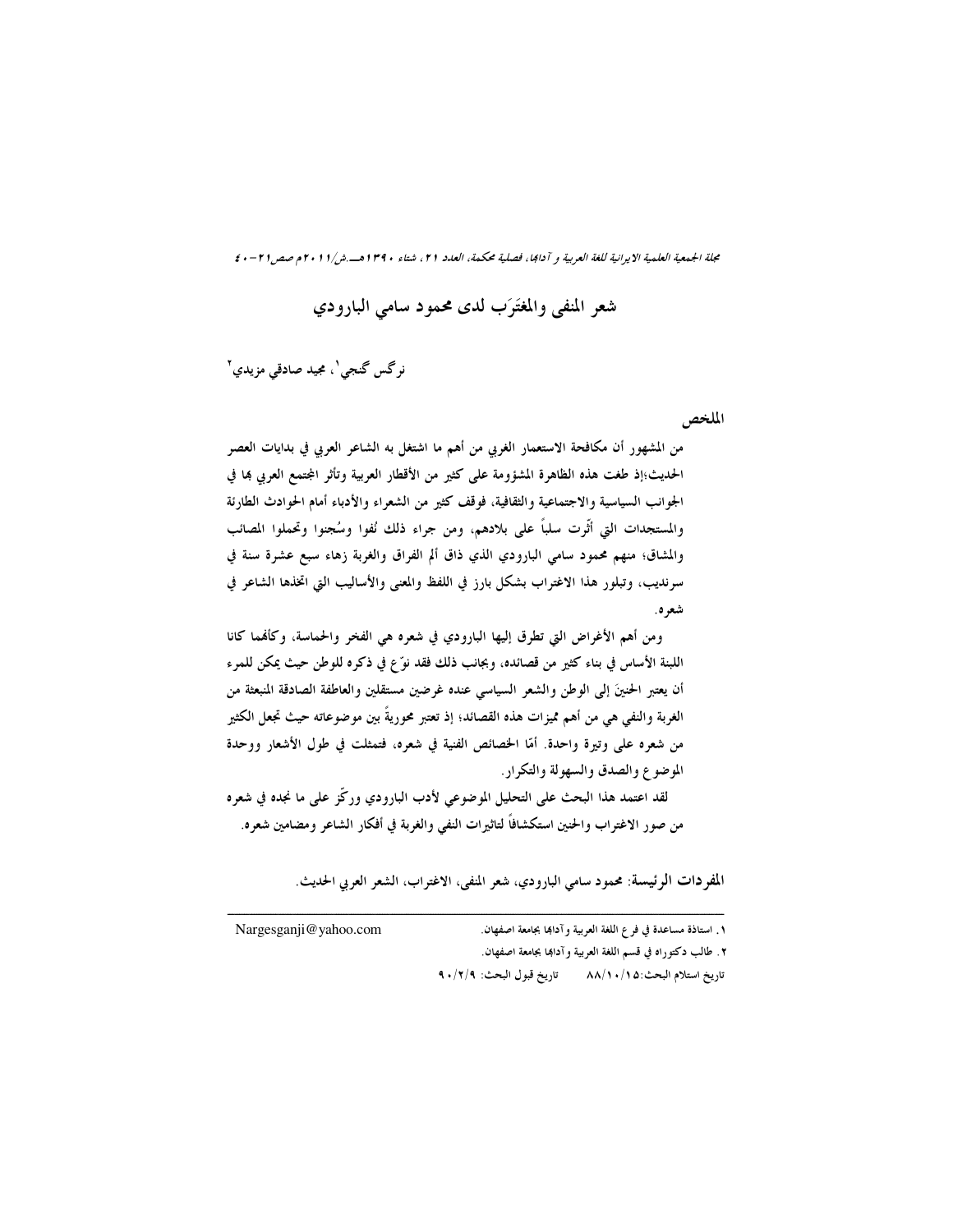# شعر المنفى والمغتَرَب لدى محمود سامي البارودي

نرگس گنجي[1]، مجيد صادقي مزيدي[2]

## الملخص

من المشهور أن مكافحة الاستعمار الغربي من أهم ما اشتغل به الشاعر العربي في بدايات العصر الحديث؛إذ طغت هذه الظاهرة المشؤومة على كثير من الأقطار العربية وتأثر المجتمع العربي بها في الجوانب السياسية والاجتماعية والثقافية، فوقف كثير من الشعراء والأدباء أمام الحوادث الطارئة والمستجدات التي أثّرت سلباً على بلادهم، ومن جراء ذلك نُفوا وسُجنوا وتحملوا المصائب والمشاق؛ منهم محمود سامي البارودي الذي ذاق ألم الفراق والغربة زهاء سبع عشرة سنة في سرنديب، وتبلور هذا الاغتراب بشكل بارز في اللفظ والمعنى والأساليب التي اتخذها الشاعر في شعره.

ومن أهم الأغراض التي تطرق إليها البارودي في شعره هي الفخر والحماسة، وكأنهما كانا اللبنة الأساس في بناء كثير من قصائده، وبجانب ذلك فقد نوّع في ذكره للوطن حيث يمكن للمرء أن يعتبر الحنينَ إلى الوطن والشعر السياسي عنده غرضين مستقلين والعاطفة الصادقة المنبعثة من الغربة والنفي هي من أهم مميزات هذه القصائد؛ إذ تعتبر محوريةً بين موضوعاته حيث تجعل الكثير من شعره على وتيرة واحدة. أمّا الخصائص الفنية في شعره، فتمثلت في طول الأشعار ووحدة الموضوع والصدق والسهولة والتكرار.

لقد اعتمد هذا البحث على التحليل الموضوعي لأدب البارودي وركّز على ما نجده في شعره من صور الاغتراب والحنين استكشافاً لتاثيرات النفي والغربة في أفكار الشاعر ومضامين شعره.

**المفردات الرئيسة:** محمود سامي البارودي، شعر المنفى، الاغتراب، الشعر العربي الحديث.

---

١. استاذة مساعدة في فرع اللغة العربية وآدابها بجامعة اصفهان. Nargesganji@yahoo.com

٢. طالب دكتوراه في قسم اللغة العربية وآدابها بجامعة اصفهان.

تاريخ استلام البحث: ٨٨/١٠/١٥ تاريخ قبول البحث: ٩٠/٢/٩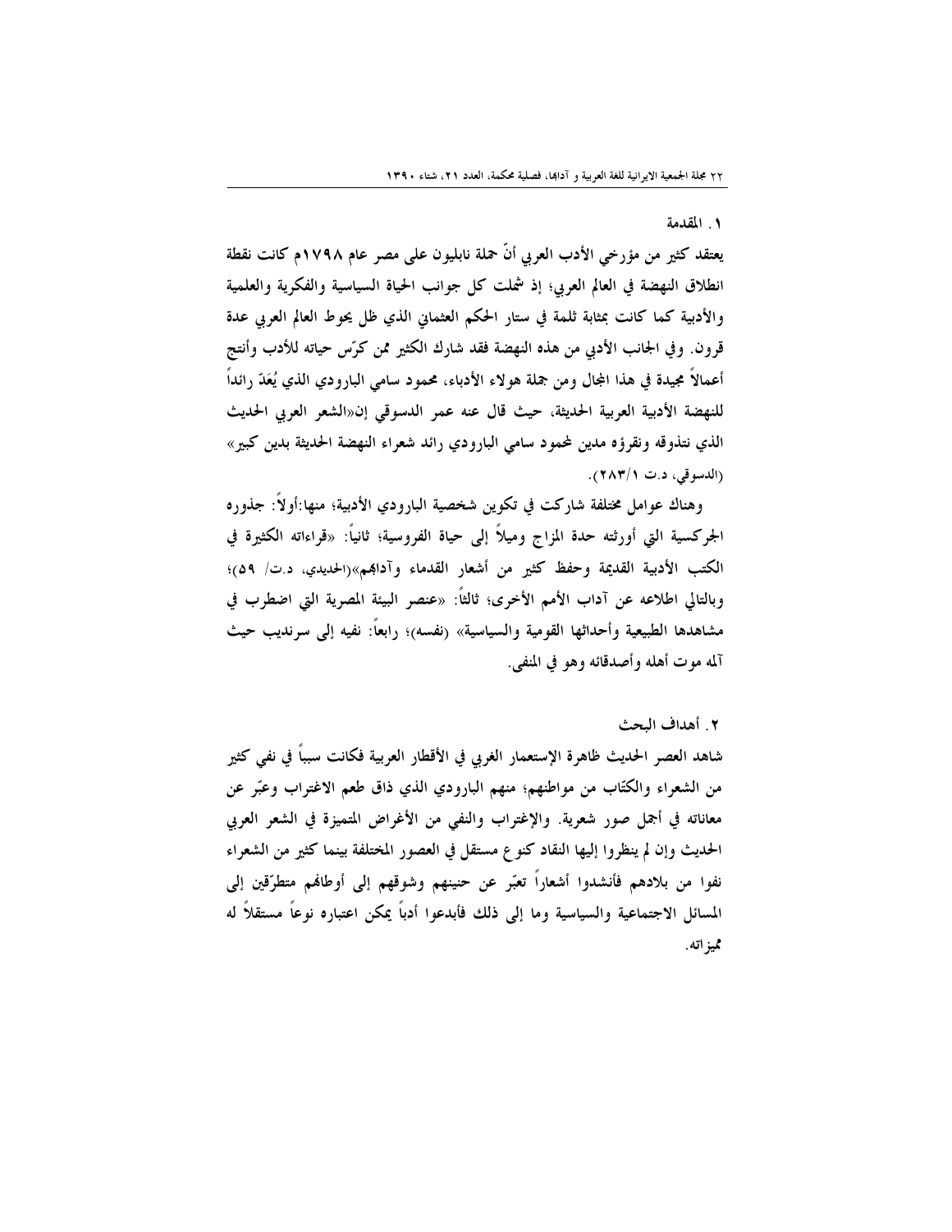## ١. المقدمة

يعتقد كثير من مؤرخي الأدب العربي أنّ حملة نابليون على مصر عام ١٧٩٨م كانت نقطة انطلاق النهضة في العالم العربي؛ إذ شملت كل جوانب الحياة السياسية والفكرية والعلمية والأدبية كما كانت بمثابة ثلمة في ستار الحكم العثماني الذي ظل يحوط العالم العربي عدة قرون. وفي الجانب الأدبي من هذه النهضة فقد شارك الكثير ممن كرّس حياته للأدب وأنتج أعمالاً مجيدة في هذا المجال ومن جملة هولاء الأدباء، محمود سامي البارودي الذي يُعَدّ رائداً للنهضة الأدبية العربية الحديثة، حيث قال عنه عمر الدسوقي إن«الشعر العربي الحديث الذي نتذوقه ونقرؤه مدين لمحمود سامي البارودي رائد شعراء النهضة الحديثة بدين كبير» (الدسوقي، د.ت ٢٨٣/١).

وهناك عوامل مختلفة شاركت في تكوين شخصية البارودي الأدبية؛ منها:أولاً: جذوره الجركسية التي أورثته حدة المزاج وميلاً إلى حياة الفروسية؛ ثانياً: «قراءاته الكثيرة في الكتب الأدبية القديمة وحفظ كثير من أشعار القدماء وآدابهم»(الحديدي، د.ت/ ٥٩)؛ وبالتالي اطلاعه عن آداب الأمم الأخرى؛ ثالثاً: «عنصر البيئة المصرية التي اضطرب في مشاهدها الطبيعية وأحداثها القومية والسياسية» (نفسه)؛ رابعاً: نفيه إلى سرنديب حيث آلمه موت أهله وأصدقائه وهو في المنفى.

## ٢. أهداف البحث

شاهد العصر الحديث ظاهرة الإستعمار الغربي في الأقطار العربية فكانت سبباً في نفي كثير من الشعراء والكتّاب من مواطنهم؛ منهم البارودي الذي ذاق طعم الاغتراب وعبّر عن معاناته في أجمل صور شعرية. والإغتراب والنفي من الأغراض المتميزة في الشعر العربي الحديث وإن لم ينظروا إليها النقاد كنوع مستقل في العصور المختلفة بينما كثير من الشعراء نفوا من بلادهم فأنشدوا أشعاراً تعبّر عن حنينهم وشوقهم إلى أوطانهم متطرّقين إلى المسائل الاجتماعية والسياسية وما إلى ذلك فأبدعوا أدباً يمكن اعتباره نوعاً مستقلاً له مميزاته.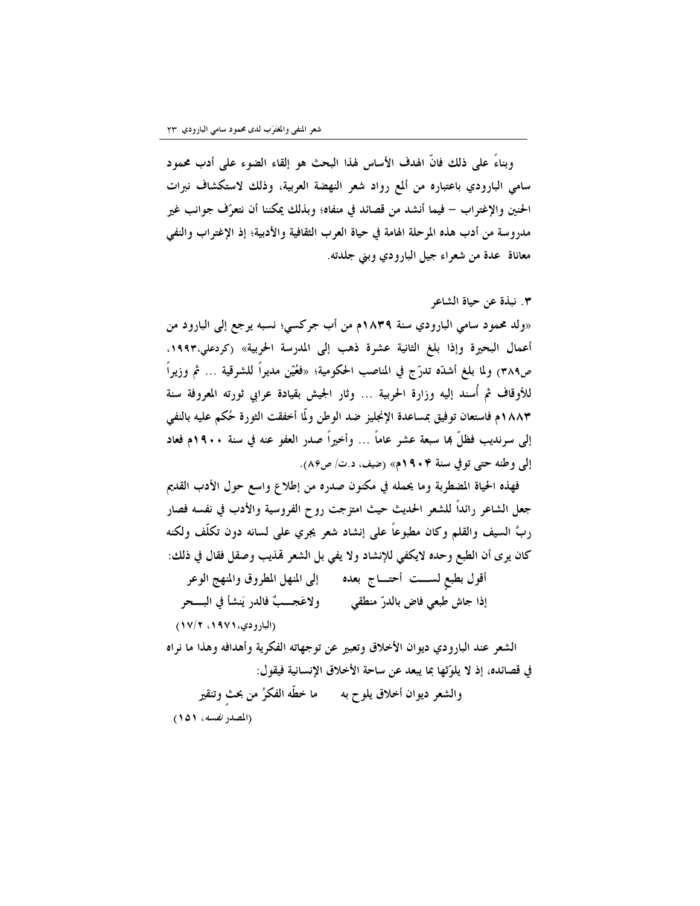وبناءً على ذلك فانّ الهدف الأساس لهذا البحث هو إلقاء الضوء على أدب محمود سامي البارودي باعتباره من ألمع رواد شعر النهضة العربية، وذلك لاستكشاف نبرات الحنين والإغتراب – فيما أنشد من قصائد في منفاه؛ وبذلك يمكننا أن نتعرّف جوانب غير مدروسة من أدب هذه المرحلة الهامة في حياة العرب الثقافية والأدبية؛ إذ الإغتراب والنفي معاناة عدة من شعراء جيل البارودي وبني جلدته.

## ٣. نبذة عن حياة الشاعر

«ولد محمود سامي البارودي سنة ١٨٣٩م من أب جركسي؛ نسبه يرجع إلى البارود من أعمال البحيرة وإذا بلغ الثانية عشرة ذهب إلى المدرسة الحربية» (كردعلي،١٩٩٣، ص٣٨٩) ولما بلغ أشدّه تدرّج في المناصب الحكومية؛ «فعُيّن مديراً للشرقية ... ثم وزيراً للأوقاف ثم أُسند إليه وزارة الحربية ... وثار الجيش بقيادة عرابي ثورته المعروفة سنة ١٨٨٣م فاستعان توفيق بمساعدة الإنجليز ضد الوطن ولّما أخفقت الثورة حُكم عليه بالنفي إلى سرنديب فظلّ بها سبعة عشر عاماً ... وأخيراً صدر العفو عنه في سنة ١٩٠٠م فعاد إلى وطنه حتى توفي سنة ١٩٠٤م» (ضيف، د.ت/ ص٨٦).

فهذه الحياة المضطربة وما يحمله في مكنون صدره من إطلاع واسع حول الأدب القديم جعل الشاعر رائداً للشعر الحديث حيث امتزجت روح الفروسية والأدب في نفسه فصار ربَّ السيف والقلم وكان مطبوعاً على إنشاد شعر يجري على لسانه دون تكلّف ولكنه كان يرى أن الطبع وحده لايكفي للإنشاد ولا يفي بل الشعر تهذيب وصقل فقال في ذلك:

أقول بطبعٍ لســـت أحتـــاج بعده    إلى المنهل المطروق والمنهج الوعر
إذا جاش طَبعي فاض بالدرّ منطقي    ولاعَجَـــبٌ فالدر يَنشأ في البـــحر

(البارودي،١٩٧١، ٢/١٧)

الشعر عند البارودي ديوان الأخلاق وتعبير عن توجهاته الفكرية وأهدافه وهذا ما نراه في قصائده، إذ لا يلوّثها بما يبعد عن ساحة الأخلاق الإنسانية فيقول:

والشعر ديوان أخلاق يلوح به    ما خطّه الفكرُ من بحثٍ وتنقير

(المصدر *نفسه*، ١٥١)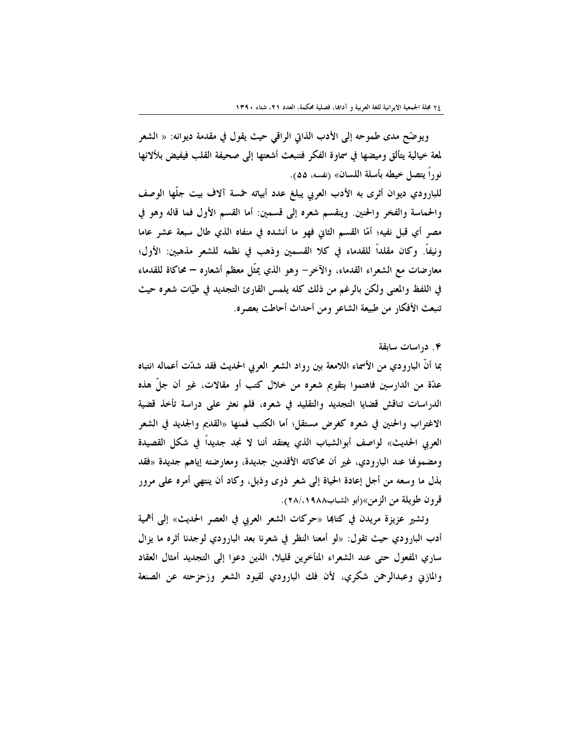ويوضّح مدى طموحه إلى الأدب الذاتي الراقي حيث يقول في مقدمة ديوانه: « الشعر لمعة خيالية يتألق وميضها في سماوة الفكر فتنبعث أشعتها إلى صحيفة القلب فيفيض بلألائها نوراً يتصل خيطه بأسلة اللسان» (نفسه، ٥٥).

للبارودي ديوان أثرى به الأدب العربي يبلغ عدد أبياته خمسة آلاف بيت جلّها الوصف والحماسة والفخر والحنين. وينقسم شعره إلى قسمين: أما القسم الأول فما قاله وهو في مصر أي قبل نفيه؛ أمّا القسم الثاني فهو ما أنشده في منفاه الذي طال سبعة عشر عاما ونيفاً. وكان مقلداً للقدماء في كلا القسمين وذهب في نظمه للشعر مذهبين: الأول؛ معارضات مع الشعراء القدماء، والآخر– وهو الذي يمثّل معظم أشعاره – محاكاة للقدماء في اللفظ والمعنى ولكن بالرغم من ذلك كله يلمس القارئ التجديد في طيّات شعره حيث تنبعث الأفكار من طبيعة الشاعر ومن أحداث أحاطت بعصره.

### ۴. دراسات سابقة

بما أنّ البارودي من الأسماء اللامعة بين رواد الشعر العربي الحديث فقد شدّت أعماله انتباه عدّة من الدارسين فاهتموا بتقويم شعره من خلال كتب أو مقالات، غير أن جلّ هذه الدراسات تناقش قضايا التجديد والتقليد في شعره، فلم نعثر على دراسة تأخذ قضية الاغتراب والحنين في شعره كغرض مستقل؛ أما الكتب فمنها «القديم والجديد في الشعر العربي الحديث» لواصف أبوالشباب الذي يعتقد أننا لا نجد جديداً في شكل القصيدة ومضمونها عند البارودي، غير أن محاكاته الأقدمين جديدة، ومعارضته إياهم جديدة «فقد بذل ما وسعه من أجل إعادة الحياة إلى شعر ذوى وذبل، وكاد أن ينتهي أمره على مرور قرون طويلة من الزمن»(أبو الشباب١٩٨٨،/٢٨).

وتشير عزيزة مريدن في كتابها «حركات الشعر العربي في العصر الحديث» إلى أهمية أدب البارودي حيث تقول: «لو أمعنا النظر في شعرنا بعد البارودي لوجدنا أثره ما يزال ساري المفعول حتى عند الشعراء المتأخرين قليلا، الذين دعوا إلى التجديد أمثال العقاد والمازني وعبدالرحمن شكري، لأن فك البارودي لقيود الشعر وزحزحته عن الصنعة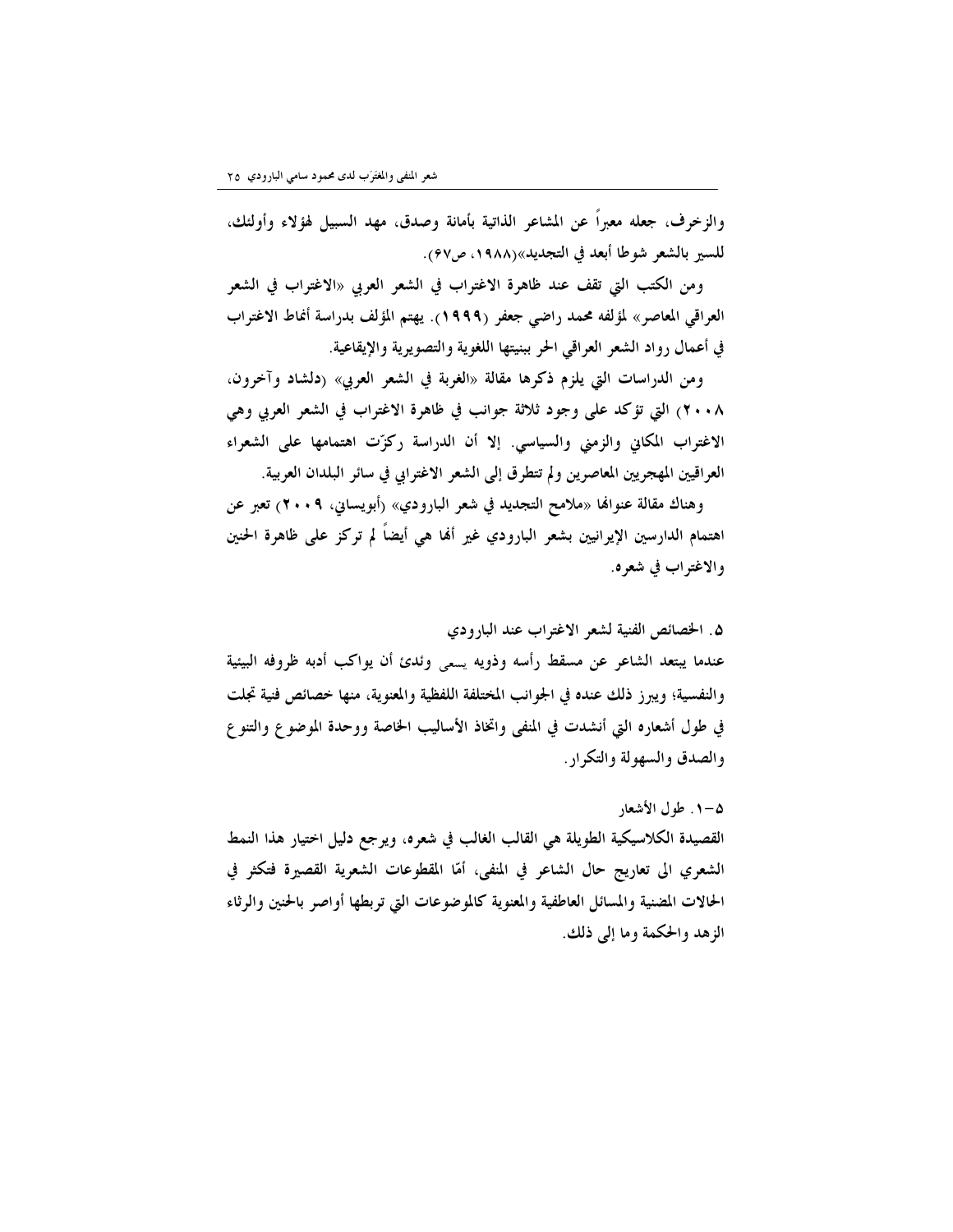والزخرف، جعله معبراً عن المشاعر الذاتية بأمانة وصدق، مهد السبيل لهؤلاء وأولئك، للسير بالشعر شوطا أبعد في التجديد»(١٩٨٨، ص٦٧).

ومن الكتب التي تقف عند ظاهرة الاغتراب في الشعر العربي «الاغتراب في الشعر العراقي المعاصر» لمؤلفه محمد راضي جعفر (١٩٩٩). يهتم المؤلف بدراسة أنماط الاغتراب في أعمال رواد الشعر العراقي الحر ببنيتها اللغوية والتصويرية والإيقاعية.

ومن الدراسات التي يلزم ذكرها مقالة «الغربة في الشعر العربي» (دلشاد وآخرون، ٢٠٠٨) التي تؤكد على وجود ثلاثة جوانب في ظاهرة الاغتراب في الشعر العربي وهي الاغتراب المكاني والزمني والسياسي. إلا أن الدراسة ركزّت اهتمامها على الشعراء العراقيين المهجريين المعاصرين ولم تتطرق إلى الشعر الاغترابي في سائر البلدان العربية.

وهناك مقالة عنوانها «ملامح التجديد في شعر البارودي» (أبويساني، ٢٠٠٩) تعبر عن اهتمام الدارسين الإيرانيين بشعر البارودي غير أنها هي أيضاً لم تركز على ظاهرة الحنين والاغتراب في شعره.

## ٥. الخصائص الفنية لشعر الاغتراب عند البارودي

عندما يبتعد الشاعر عن مسقط رأسه وذويه يسعى ونئئ أن يواكب أدبه ظروفه البيئية والنفسية؛ ويبرز ذلك عنده في الجوانب المختلفة اللفظية والمعنوية، منها خصائص فنية تجلت في طول أشعاره التي أنشدت في المنفى واتخاذ الأساليب الخاصة ووحدة الموضوع والتنوع والصدق والسهولة والتكرار.

### ٥-١. طول الأشعار

القصيدة الكلاسيكية الطويلة هي القالب الغالب في شعره، ويرجع دليل اختيار هذا النمط الشعري الى تعاريج حال الشاعر في المنفى، أمّا المقطوعات الشعرية القصيرة فتكثر في الحالات المضنية والمسائل العاطفية والمعنوية كالموضوعات التي تربطها أواصر بالحنين والرثاء الزهد والحكمة وما إلى ذلك.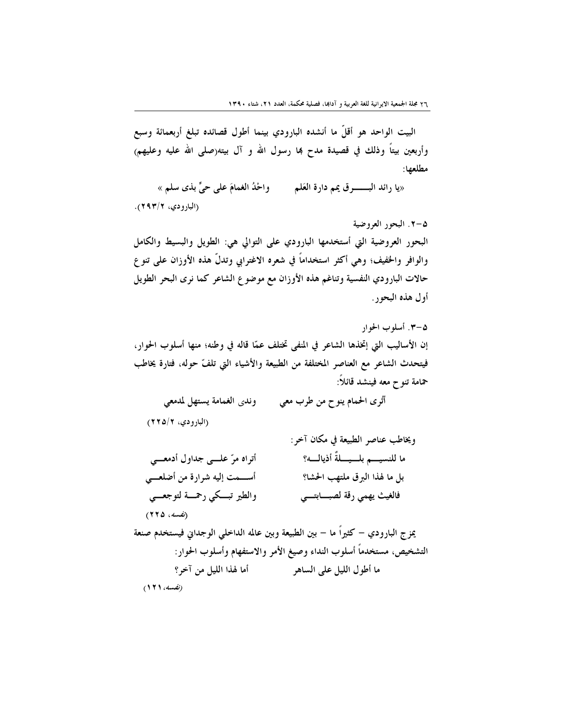البيت الواحد هو أقلّ ما أنشده البارودي بينما أطول قصائده تبلغ أربعمائة وسبع وأربعين بيتاً وذلك في قصيدة مدح بها رسول الله و آل بيته(صلى الله عليه وعليهم) مطلعها:

«يا رائد البـــــرق يمم دارة العَلم        واحْدُ الغمامَ على حيٍّ بذى سلم »

(البارودي، ٢/٢٩٣).

### ٥-٢. البحور العروضية

البحور العروضية التي أستخدمها البارودي على التوالي هي: الطويل والبسيط والكامل والوافر والخفيف؛ وهي أكثر استخداماً في شعره الاغترابي وتدلّ هذه الأوزان على تنوع حالات البارودي النفسية وتناغم هذه الأوزان مع موضوع الشاعر كما نرى البحر الطويل أول هذه البحور.

### ٥-٣. أسلوب الحوار

إن الأساليب التي إتخذها الشاعر في المنفى تختلف عمّا قاله في وطنه؛ منها أسلوب الحوار، فيتحدث الشاعر مع العناصر المختلفة من الطبيعة والأشياء التي تلفّ حوله، فتارة يخاطب حمامة تنوح معه فينشد قائلاً:

أترى الحمام ينوح من طرب معي        وندى الغمامة يستهل لمدمعي

(البارودي، ٢/٢٢٥)

ويخاطب عناصر الطبيعة في مكان آخر:

ما للنسيـــم بلـــيـــلةٌ أذيالـــه؟        أتراه مرّ علـــى جداول أدمعـــي

بل ما لهذا البرق ملتهب الحشا؟        أســـمت إليه شرارة من أضلعـــي

فالغيث يهمي رقة لصبـــابتـــي        والطير تبـــكي رحمـــة لتوجعـــي

(*نفسه*، ٢٢٥)

يمزج البارودي – كثيراً ما – بين الطبيعة وبين عالمه الداخلي الوجداني فيستخدم صنعة التشخيص، مستخدماً أسلوب النداء وصيغ الأمر والاستفهام وأسلوب الحوار:

ما أطول الليل على الساهر        أما لهذا الليل من آخر؟

(*نفسه*، ١٢١)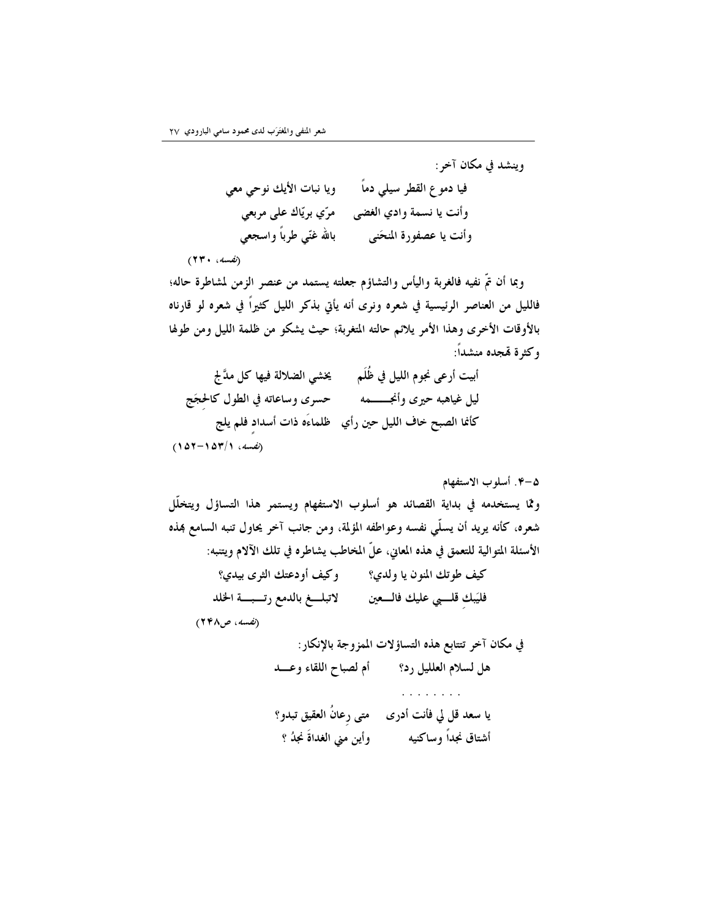وينشد في مكان آخر:

فيا دموع القطر سيلي دماً ويا نبات الأيك نوحي معي

وأنت يا نسمة وادي الغضى مرّي بريّاك على مربعي

وأنت يا عصفورة المنحَنى بالله غنّي طرباً واسجعي

(*نفسه*، ٢٣٠)

وبما أن تمّ نفيه فالغربة واليأس والتشاؤم جعلته يستمد من عنصر الزمن لمشاطرة حاله؛ فالليل من العناصر الرئيسية في شعره ونرى أنه يأتي بذكر الليل كثيراً في شعره لو قارناه بالأوقات الأخرى وهذا الأمر يلائم حالته المتغربة؛ حيث يشكو من ظلمة الليل ومن طولها وكثرة هجده منشداً:

أبيت أرعى نجوم الليل في ظُلَم يخشى الضلالة فيها كل مدَّلج

ليل غياهبه حيرى وأنجـــــمه حسرى وساعاته في الطول كالحِجَج

كأنما الصبح خاف الليل حين رأي ظلماءَه ذات أسدادٍ فلم يلج

(*نفسه*، ١/١٥٣-١٥٢)

### ٥-٤. أسلوب الاستفهام

ومما يستخدمه في بداية القصائد هو أسلوب الاستفهام ويستمر هذا التساؤل ويتخلّل شعره، كأنه يريد أن يسلّي نفسه وعواطفه المؤلمة، ومن جانب آخر يحاول تنبه السامع بهذه الأسئلة المتوالية للتعمق في هذه المعاني، علّ المخاطب يشاطره في تلك الآلام ويتنبه:

كيف طوتك المنون يا ولدي؟ وكيف أودعتك الثرى بيدي؟

فليَبكِ قلـــبي عليك فالـــعين لاتبلـــغ بالدمع رتـــبـــة الخلد

(*نفسه*، ص٢٤٨)

في مكان آخر تتتابع هذه التساؤلات الممزوجة بالإنكار:

هل لسلام العليل رد؟ أم لصباح اللقاء وعـــد

. . . . . . . .

يا سعد قل لي فأنت أدرى متى رِعانُ العقيق تبدو؟

أشتاق نجداً وساكنيه وأين مني الغداةَ نجدُ ؟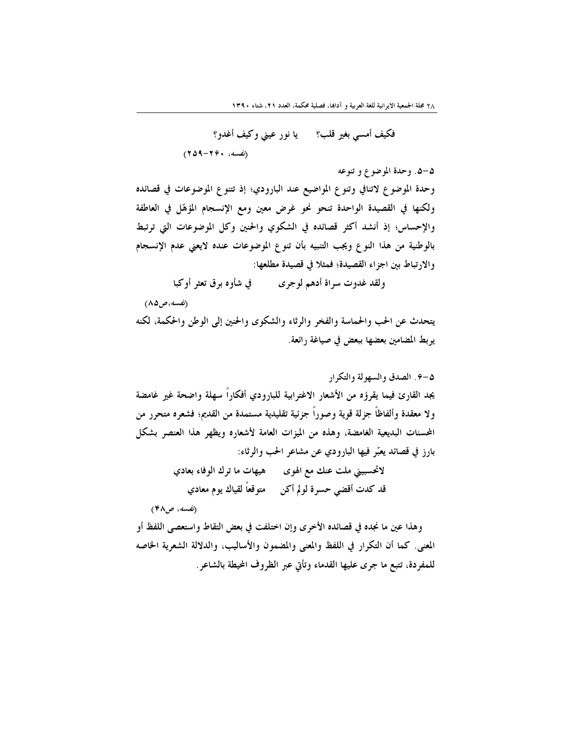فكيف أمسي بغير قلب؟ يا نور عيني وكيف أغدو؟

(نفسه، ٢٦٠-٢٥٩)

### ٥-٥. وحدة الموضوع و تنوعه

وحدة الموضوع لاتنافي وتنوع المواضيع عند البارودي؛ إذ تتنوع الموضوعات في قصائده ولكنها في القصيدة الواحدة تنحو نحو غرض معين ومع الإنسجام المؤهّل في العاطفة والإحساس؛ إذ أنشد أكثر قصائده في الشكوي والحنين وكل الموضوعات التي ترتبط بالوطنية من هذا النوع ويجب التنبيه بأن تنوع الموضوعات عنده لايعني عدم الإنسجام والارتباط بين اجزاء القصيدة؛ فمثلا في قصيدة مطلعها:

ولقد غدوت سراة أدهم لوجرى في شأوه برق تعثر أوكبا

(نفسه، ص٨٥)

يتحدث عن الحب والحماسة والفخر والرثاء والشكوى والحنين إلى الوطن والحكمة، لكنه يربط المضامين بعضها ببعض في صياغة رائعة.

### ٥-٦. الصدق والسهولة والتكرار

يجد القارئ فيما يقرؤه من الأشعار الاغترابية للبارودي أفكاراً سهلة واضحة غير غامضة ولا معقدة وألفاظاً جزلة قوية وصوراً جزئية تقليدية مستمدة من القديم؛ فشعره متحرر من المحسنات البديعية الغامضة، وهذه من الميزات العامة لأشعاره ويظهر هذا العنصر بشكل بارز في قصائد يعبّر فيها البارودي عن مشاعر الحب والرثاء:

لاتحسبيني ملت عنك مع الهوى هيهات ما ترك الوفاء بعادي

قد كدت أقضي حسرة لولم أكن متوقعاً لقياك يوم معادي

(نفسه، ص٤٨)

وهذا عين ما نجده في قصائده الأخرى وإن اختلفت في بعض التقاط واستعصى اللفظ أو المعنى. كما أن التكرار في اللفظ والمعنى والمضمون والأساليب، والدلالة الشعرية الخاصه للمفردة، تتبع ما جرى عليها القدماء وتأتي عبر الظروف المحيطة بالشاعر.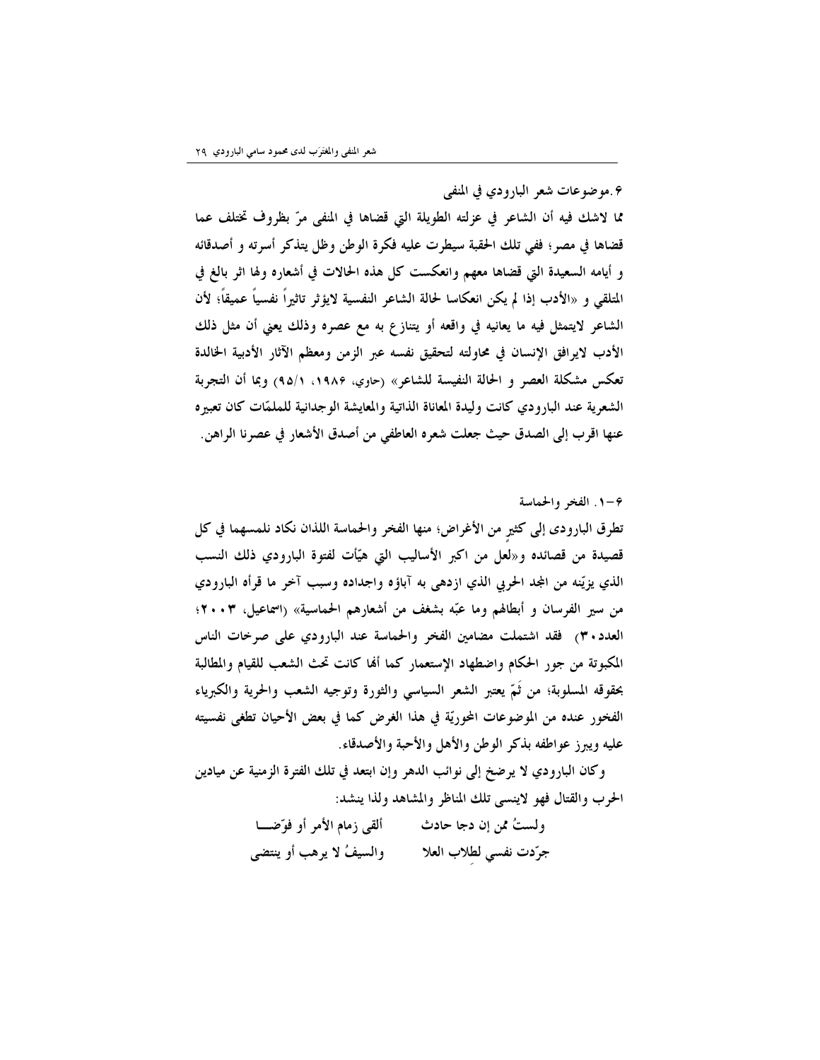## ۶.موضوعات شعر البارودي في المنفى

مما لاشك فيه أن الشاعر في عزلته الطويلة التي قضاها في المنفى مرّ بظروف تختلف عما قضاها في مصر؛ ففي تلك الحقبة سيطرت عليه فكرة الوطن وظل يتذكر أسرته و أصدقائه و أيامه السعيدة التي قضاها معهم وانعكست كل هذه الحالات في أشعاره ولها اثر بالغ في المتلقي و «الأدب إذا لم يكن انعكاسا لحالة الشاعر النفسية لايؤثر تاثيراً نفسياً عميقاً؛ لأن الشاعر لايتمثل فيه ما يعانيه في واقعه أو يتنازع به مع عصره وذلك يعني أن مثل ذلك الأدب لايرافق الإنسان في محاولته لتحقيق نفسه عبر الزمن ومعظم الآثار الأدبية الخالدة تعكس مشكلة العصر و الحالة النفيسة للشاعر» (حاوي، ۱۹۸۶، ۹۵/۱) وبما أن التجربة الشعرية عند البارودي كانت وليدة المعاناة الذاتية والمعايشة الوجدانية للملمّات كان تعبيره عنها اقرب إلى الصدق حيث جعلت شعره العاطفي من أصدق الأشعار في عصرنا الراهن.

### ۶-۱. الفخر والحماسة

تطرق البارودى إلى كثيرٍ من الأغراض؛ منها الفخر والحماسة اللذان نكاد نلمسهما في كل قصيدة من قصائده و«لعل من اكبر الأساليب التي هيّأت لفتوة البارودي ذلك النسب الذي يزيّنه من المجد الحربي الذي ازدهى به آباؤه واجداده وسبب آخر ما قرأه البارودي من سير الفرسان و أبطالهم وما عبّه بشغف من أشعارهم الحماسية» (اسماعيل، ۲۰۰۳؛ العدد۳۰) فقد اشتملت مضامين الفخر والحماسة عند البارودي على صرخات الناس المكبوتة من جور الحكام واضطهاد الإستعمار كما أنها كانت تحث الشعب للقيام والمطالبة بحقوقه المسلوبة؛ من ثَمّ يعتبر الشعر السياسي والثورة وتوجيه الشعب والحرية والكبرياء الفخور عنده من الموضوعات المحوريّة في هذا الغرض كما في بعض الأحيان تطغى نفسيته عليه ويبرز عواطفه بذكر الوطن والأهل والأحبة والأصدقاء.

وكان البارودي لا يرضخ إلى نوائب الدهر وإن ابتعد في تلك الفترة الزمنية عن ميادين الحرب والقتال فهو لاينسى تلك المناظر والمشاهد ولذا ينشد:

ولستُ ممن إن دجا حادث　　　ألقى زمام الأمر أو فوّضـــا

جرّدت نفسي لطِلاب العلا　　　والسيفُ لا يرهب أو ينتضى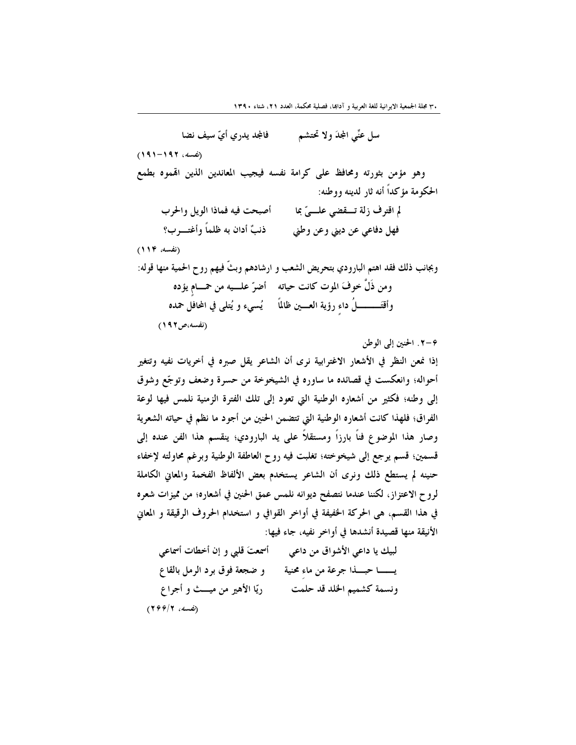سل عنِّي المجدَ ولا تحتشم　　　فالمجد يدري أيّ سيف نضا

(نفسه، ۱۹۲-۱۹۱)

وهو مؤمن بثورته ومحافظ على كرامة نفسه فيجيب المعاندين الذين اتهموه بطمع الحكومة مؤكداً أنه ثار لدينه ووطنه:

لم اقترف زلة تــقضي علــيّ بما　　　أصبحت فيه فماذا الويل والحرب

فهل دفاعي عن ديني وعن وطني　　　ذنبٌ أدان به ظلماً وأغتــرب؟

(نفسه، ۱۱۴)

وبجانب ذلك فقد اهتم البارودي بتحريض الشعب و ارشادهم وبثّ فيهم روح الحمية منها قوله:

ومن ذَلَّ خوفَ الموت كانت حياته　　　أضرّ علـــيه من حمـــامٍ يؤده

وأقتَـــــــلُ داءٍ رؤية العـــين ظالماً　　　يُسيء و يُتلى في المحافل حمده

(نفسه،ص۱۹۲)

۶-۲. الحنين إلى الوطن

إذا نمعن النظر في الأشعار الاغترابية نرى أن الشاعر يقل صبره في أخريات نفيه وتتغير أحواله؛ وانعكست في قصائده ما ساوره في الشيخوخة من حسرة وضعف وتوجّع وشوق إلى وطنه؛ فكثير من أشعاره الوطنية التي تعود إلى تلك الفترة الزمنية نلمس فيها لوعة الفراق؛ فلهذا كانت أشعاره الوطنية التي تتضمن الحنين من أجود ما نظم في حياته الشعرية وصار هذا الموضوع فناً بارزاً ومستقلاً على يد البارودي؛ ينقسم هذا الفن عنده إلى قسمين؛ قسم يرجع إلى شيخوخته؛ تغلبت فيه روح العاطفة الوطنية وبرغم محاولته لإخفاء حنينه لم يستطع ذلك ونرى أن الشاعر يستخدم بعض الألفاظ الفخمة والمعاني الكاملة لروح الاعتزاز، لكننا عندما نتصفح ديوانه نلمس عمق الحنين في أشعاره؛ من مميزات شعره في هذا القسم، هي الحركة الخفيفة في أواخر القوافي و استخدام الحروف الرقيقة و المعاني الأنيقة منها قصيدة أنشدها في أواخر نفيه، جاء فيها:

لبيك يا داعي الأشواق من داعي　　　أسمعتَ قلبي و إن أخطات أسماعي

يــــا حبــــذا جرعة من ماءِ محنية　　　و ضجعة فوق برد الرمل بالقاع

ونسمة كشميم الخلد قد حملت　　　ريّا الأهير من ميـــث و أجراع

(نفسه، ۲۶۶/۲)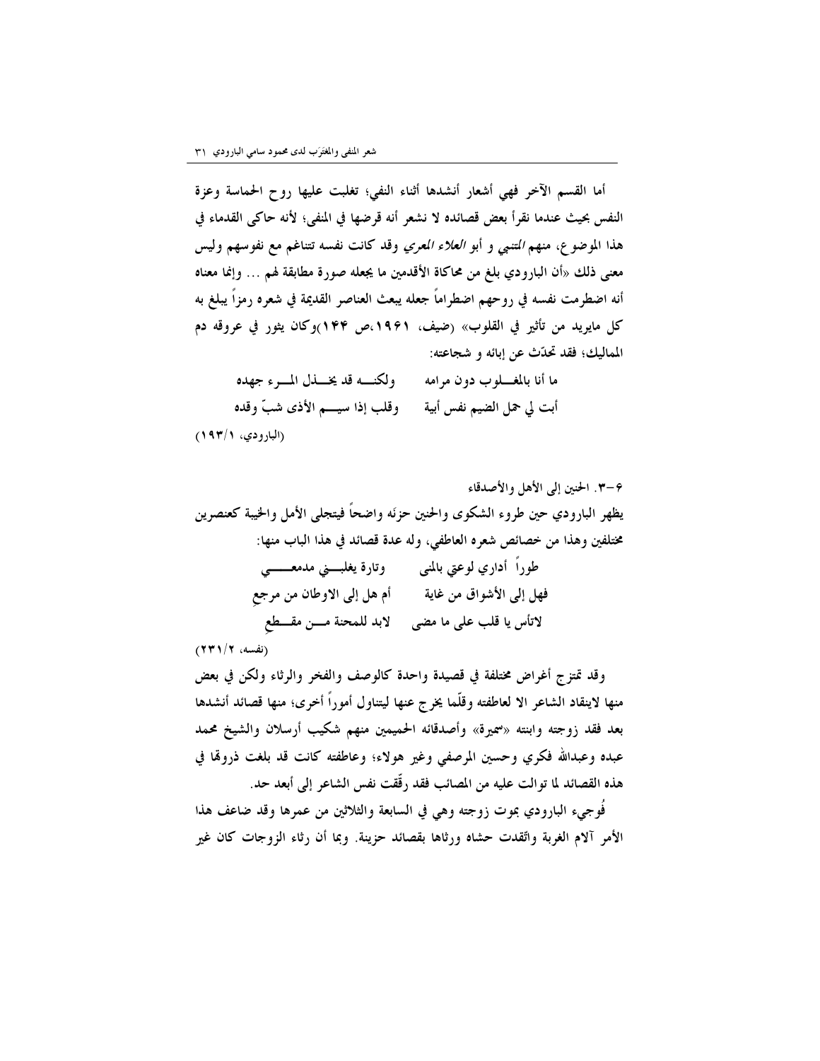أما القسم الآخر فهي أشعار أنشدها أثناء النفي؛ تغلبت عليها روح الحماسة وعزة النفس بحيث عندما نقرأ بعض قصائده لا نشعر أنه قرضها في المنفى؛ لأنه حاكى القدماء في هذا الموضوع، منهم *المتنبي* و أبو *العلاء المعري* وقد كانت نفسه تتناغم مع نفوسهم وليس معنى ذلك «أن البارودي بلغ من محاكاة الأقدمين ما يجعله صورة مطابقة لهم ... وإنما معناه أنه اضطرمت نفسه في روحهم اضطراماً جعله يبعث العناصر القديمة في شعره رمزاً يبلغ به كل مايريد من تأثير في القلوب» (ضيف، ١٩٦١،ص ١٤٤)وكان يثور في عروقه دم المماليك؛ فقد تحدّث عن إبائه و شجاعته:

ما أنا بالمغـــلوب دون مرامه        ولكنـــه قد يخـــذل المـــرء جهده

أبت لي حمل الضيم نفس أبية        وقلب إذا سيـــم الأذى شبّ وقده

(البارودي، ١٩٣/١)

٦-٣. الحنين إلى الأهل والأصدقاء

يظهر البارودي حين طروء الشكوى والحنين حزنَه واضحاً فيتجلى الأمل والخيبة كعنصرين مختلفين وهذا من خصائص شعره العاطفي، وله عدة قصائد في هذا الباب منها:

طوراً أداري لوعتي بالمنى        وتارة يغلبـــني مدمعــــي

فهل إلى الأشواق من غاية        أم هل إلى الاوطان من مرجعِ

لاتأس يا قلب على ما مضى        لابد للمحنة مـــن مقـــطعِ

(نفسه، ٢٣١/٢)

وقد تمتزج أغراض مختلفة في قصيدة واحدة كالوصف والفخر والرثاء ولكن في بعض منها لاينقاد الشاعر الا لعاطفته وقلّما يخرج عنها ليتناول أموراً أخرى؛ منها قصائد أنشدها بعد فقد زوجته وابنته «سميرة» وأصدقائه الحميمين منهم شكيب أرسلان والشيخ محمد عبده وعبدالله فكري وحسين المرصفي وغير هولاء؛ وعاطفته كانت قد بلغت ذروتها في هذه القصائد لما توالت عليه من المصائب فقد رقّت نفس الشاعر إلى أبعد حد.

فُوجيء البارودي بموت زوجته وهي في السابعة والثلاثين من عمرها وقد ضاعف هذا الأمر آلام الغربة واتّقدت حشاه ورثاها بقصائد حزينة. وبما أن رثاء الزوجات كان غير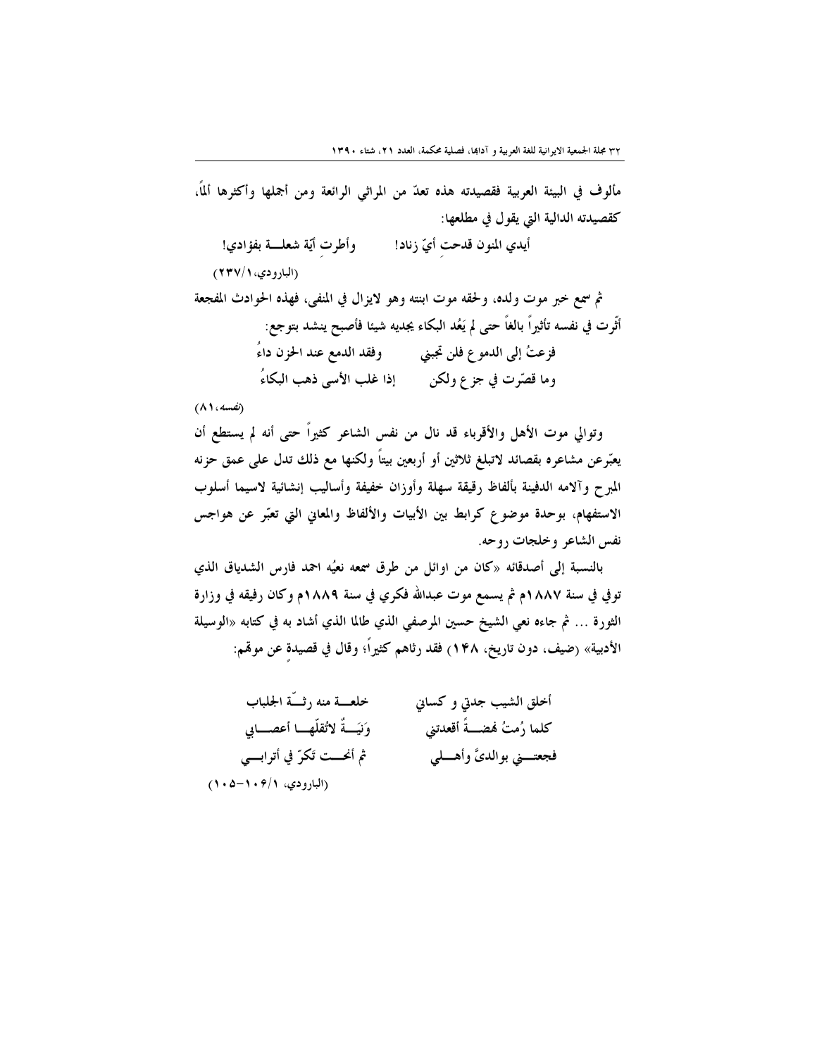مألوف في البيئة العربية فقصيدته هذه تعدّ من المراثي الرائعة ومن أجملها وأكثرها ألماً، كقصيدته الدالية التي يقول في مطلعها:

أيدي المنون قدحتِ أيّ زناد!　　　وأطرتِ أيّة شعلــة بفؤادي!

(البارودي، ۲۳۷/۱)

ثم سمع خبر موت ولده، ولحقه موت ابنته وهو لايزال في المنفى، فهذه الحوادث المفجعة أثّرت في نفسه تأثيراً بالغاً حتى لم يَعُد البكاء يجديه شيئا فأصبح ينشد بتوجع:

فزعتُ إلى الدموع فلن تجبني　　　وفقد الدمع عند الحزن داءُ

وما قصّرت في جزع ولكن　　　إذا غلب الأسى ذهب البكاءُ

(*نفسه*، ۸۱)

وتوالي موت الأهل والأقرباء قد نال من نفس الشاعر كثيراً حتى أنه لم يستطع أن يعبّرعن مشاعره بقصائد لاتبلغ ثلاثين أو أربعين بيتاً ولكنها مع ذلك تدل على عمق حزنه المبرح وآلامه الدفينة بألفاظ رقيقة سهلة وأوزان خفيفة وأساليب إنشائية لاسيما أسلوب الاستفهام، بوحدة موضوع كرابط بين الأبيات والألفاظ والمعاني التي تعبّر عن هواجس نفس الشاعر وخلجات روحه.

بالنسبة إلى أصدقائه «كان من اوائل من طرق سمعه نعيُه احمد فارس الشدياق الذي توفي في سنة ۱۸۸۷م ثم يسمع موت عبدالله فكري في سنة ۱۸۸۹م وكان رفيقه في وزارة الثورة ... ثم جاءه نعي الشيخ حسين المرصفي الذي طالما الذي أشاد به في كتابه «الوسيلة الأدبية» (ضيف، دون تاريخ، ۱۴۸) فقد رثاهم كثيراً؛ وقال في قصيدة عن موتهم:

أخلق الشيب جدتي و كسايي　　　خلعــة منه رثــّة الجلباب

كلما رُمتُ نهضــةً أقعدتني　　　وَنيَــةٌ لاتُقلّهـــا أعصــابي

فجعتـــني بوالديَّ وأهــلي　　　ثم أنحـــت تَكرّ في أترابـــي

(البارودي، ۱۰۶/۱-۱۰۵)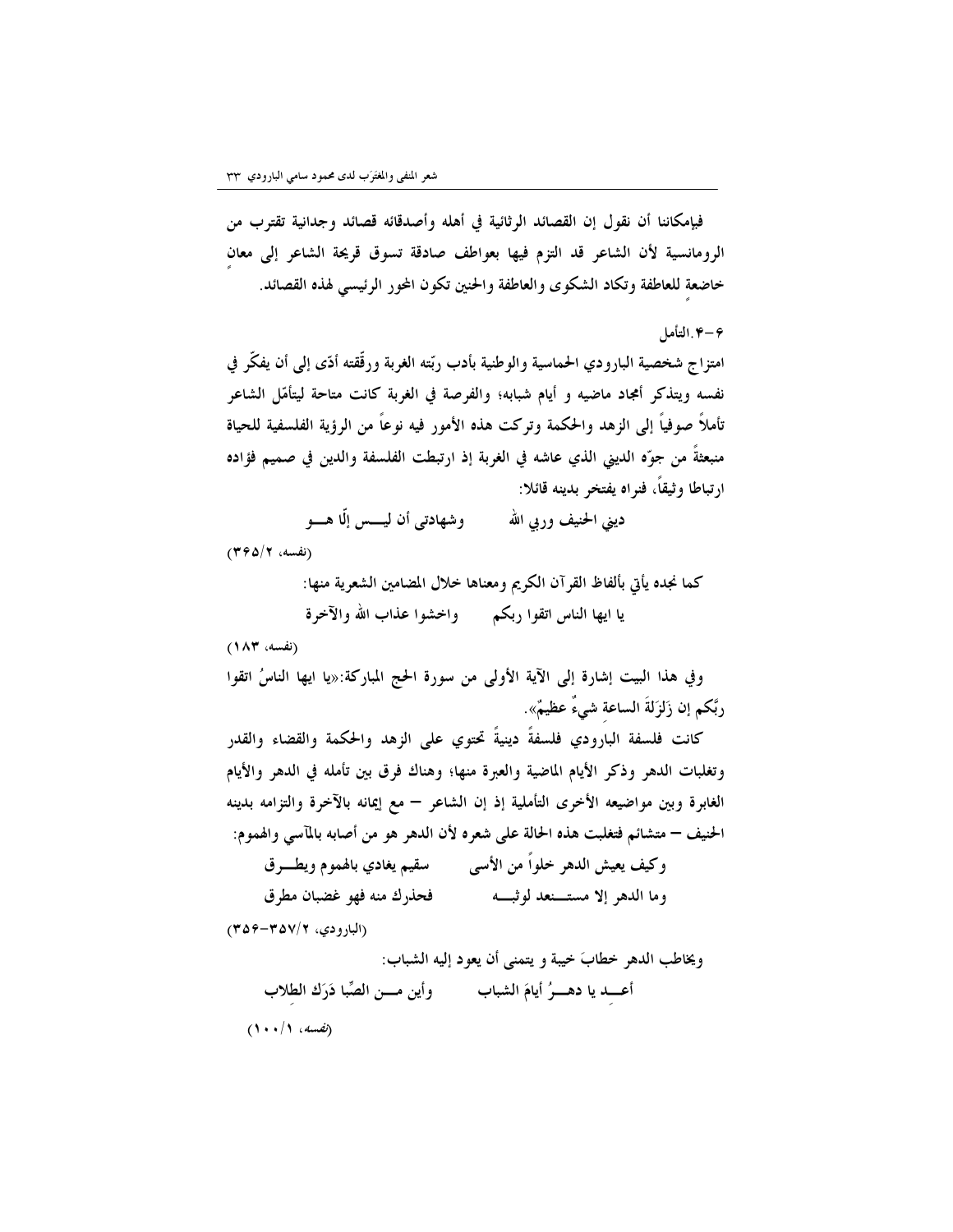فبإمكاننا أن نقول إن القصائد الرثائية في أهله وأصدقائه قصائد وجدانية تقترب من الرومانسية لأن الشاعر قد التزم فيها بعواطف صادقة تسوق قريحة الشاعر إلى معانٍ خاضعةٍ للعاطفة وتكاد الشكوى والعاطفة والحنين تكون المحور الرئيسي لهذه القصائد.

### ۶-۴. التأمل

امتزاج شخصية البارودي الحماسية والوطنية بأدب ربّته الغربة ورقّقته أدّى إلى أن يفكّر في نفسه ويتذكر أمجاد ماضيه و أيام شبابه؛ والفرصة في الغربة كانت متاحة ليتأمّل الشاعر تأملاً صوفياً إلى الزهد والحكمة وتركت هذه الأمور فيه نوعاً من الرؤية الفلسفية للحياة منبعثةً من جوّه الديني الذي عاشه في الغربة إذ ارتبطت الفلسفة والدين في صميم فؤاده ارتباطا وثيقاً، فنراه يفتخر بدينه قائلا:

دِيني الحنيف وربي الله  وشهادتي أن ليـــس إلّا هـــو

(نفسه، ۲/۳۶۵)

كما نجده يأتي بألفاظ القرآن الكريم ومعناها خلال المضامين الشعرية منها:

يا ايها الناس اتقوا ربكم  واخشوا عذاب الله والآخرة

(نفسه، ۱۸۳)

وفي هذا البيت إشارة إلى الآية الأولى من سورة الحج المباركة:«يا ايها الناسُ اتقوا ربَّكم إن زَلزَلةَ الساعةِ شيءٌ عظيمٌ».

كانت فلسفة البارودي فلسفةً دينيةً تحتوي على الزهد والحكمة والقضاء والقدر وتغلبات الدهر وذكر الأيام الماضية والعبرة منها؛ وهناك فرق بين تأمله في الدهر والأيام الغابرة وبين مواضيعه الأخرى التأملية إذ إن الشاعر – مع إيمانه بالآخرة والتزامه بدينه الحنيف – متشائم فتغلبت هذه الحالة على شعره لأن الدهر هو من أصابه بالمآسي والهموم:

وكيف يعيش الدهر خلواً من الأسى  سقيم يغادي بالهموم ويطـــرق

وما الدهر إلا مستـــنعد لوثبــــه  فحذرك منه فهو غضبان مطرق

(البارودي، ۲/۳۵۷-۳۵۶)

ويخاطب الدهر خطابَ خيبة و يتمنى أن يعود إليه الشباب:

أعـِــد يا دهــــرُ أيامَ الشباب  وأين مــــن الصِّبا دَرَك الطلاب

(نفسه، ۱/۱۰۰)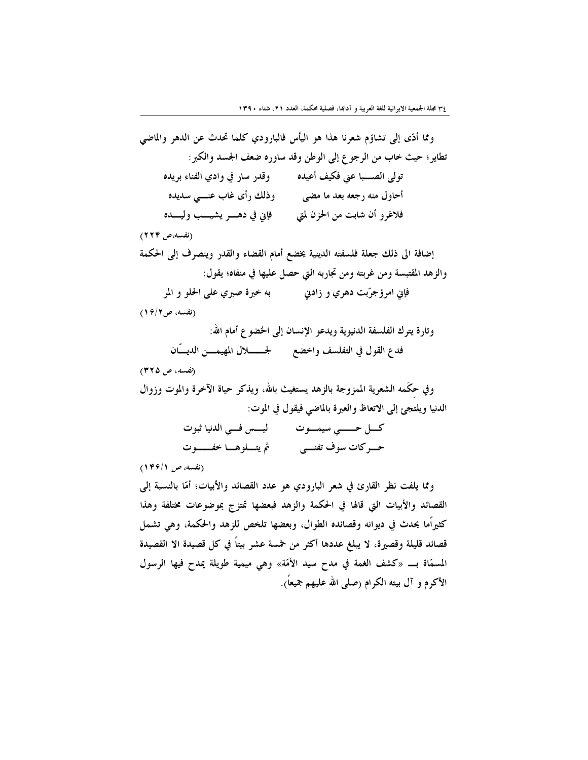ومما أدّى إلى تشاؤم شعرنا هذا هو اليأس فالبارودي كلما تحدث عن الدهر والماضي تطاير؛ حيث خاب من الرجوع إلى الوطن وقد ساوره ضعف الجسد والكبر:

تولى الصبا عني فكيف أعيده       وقدر سار في وادي الفناء بريده

أحاول منه رجعه بعد ما مضى       وذلك رأى غاب عني سديده

فلاغرو أن شابت من الحزن لمتي       فإني في دهر يشيب وليده

(نفسه، ص ۲۲۴)

إضافة الى ذلك جعلة فلسفته الدينية يخضع أمام القضاء والقدر وينصرف إلى الحكمة والزهد المقتبسة ومن غربته ومن تجاربه التي حصل عليها في منفاه؛ يقول:

فإني امرؤجرّبت دهري و زادني       به خبرة صبري على الحلو و المر

(نفسه، ص۲/۱۶)

وتارة يترك الفلسفة الدنيوية ويدعو الإنسان إلى الخضوع أمام الله:

فدع القول في التفلسف واخضع       لجلال المهيمن الديـّان

(نفسه، ص ۳۲۵)

وفي حكَمه الشعرية الممزوجة بالزهد يستغيث بالله، ويذكر حياة الآخرة والموت وزوال الدنيا ويلتجئ إلى الاتعاظ والعبرة بالماضي فيقول في الموت:

كل حي سيموت       ليس في الدنيا ثبوت

حركات سوف تفنى       ثم يتلوها خفوت

(نفسه، ص ۱۴۶/۱)

ومما يلفت نظر القارئ في شعر البارودي هو عدد القصائد والأبيات؛ أمّا بالنسبة إلى القصائد والأبيات التي قالها في الحكمة والزهد فبعضها تمتزج بموضوعات مختلفة وهذا كثيراًما يحدث في ديوانه وقصائده الطوال، وبعضها تلخص للزهد والحكمة، وهي تشمل قصائد قليلة وقصيرة، لا يبلغ عددها أكثر من خمسة عشر بيتاً في كل قصيدة الا القصيدة المسمّاة بـ «كشف الغمة في مدح سيد الأمّة» وهي ميمية طويلة يمدح فيها الرسول الأكرم و آل بيته الكرام (صلى الله عليهم جميعاً).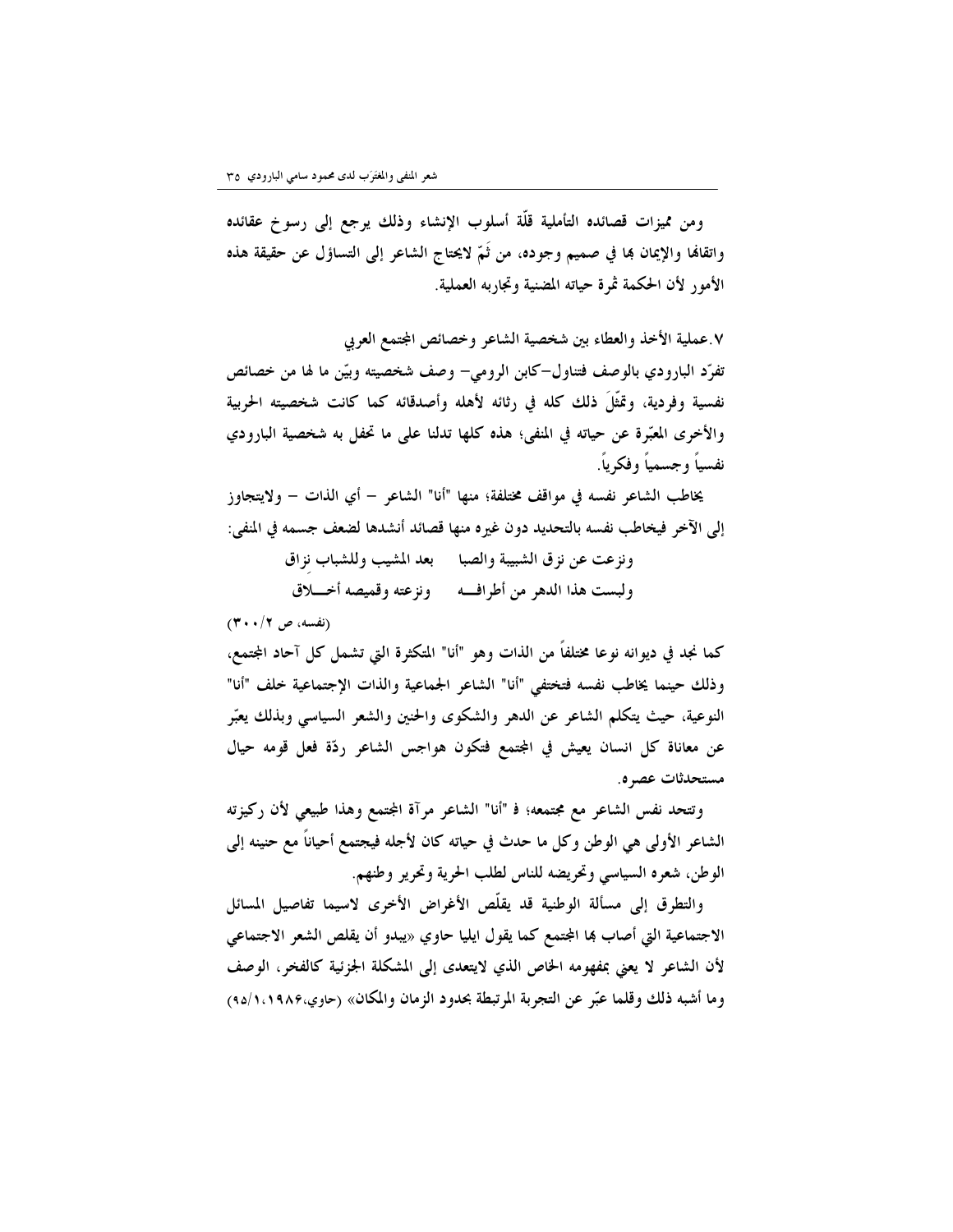ومن مميزات قصائده التأملية قلّة أسلوب الإنشاء وذلك يرجع إلى رسوخ عقائده واتقانها والإيمان بها في صميم وجوده، من ثَمّ لايحتاج الشاعر إلى التساؤل عن حقيقة هذه الأمور لأن الحكمة ثمرة حياته المضنية وتجاربه العملية.

٧.عملية الأخذ والعطاء بين شخصية الشاعر وخصائص المجتمع العربي

تفرّد البارودي بالوصف فتناول–كابن الرومي– وصف شخصيته وبيّن ما لها من خصائص نفسية وفردية، وتمّثلَ ذلك كله في رثائه لأهله وأصدقائه كما كانت شخصيته الحربية والأخرى المعبّرة عن حياته في المنفى؛ هذه كلها تدلنا على ما تحفل به شخصية البارودي نفسياً وجسمياً وفكرياً.

يخاطب الشاعر نفسه في مواقف مختلفة؛ منها "أنا" الشاعر – أي الذات – ولايتجاوز إلى الآخر فيخاطب نفسه بالتحديد دون غيره منها قصائد أنشدها لضعف جسمه في المنفى:

ونزعت عن نزق الشبيبة والصبا    بعد المشيب وللشباب نزاق

ولبست هذا الدهر من أطرافــه    ونزعته وقميصه أخـــلاق

(نفسه، ص ٢/٣٠٠)

كما نجد في ديوانه نوعا مختلفاً من الذات وهو "أنا" المتكثرة التي تشمل كل آحاد المجتمع، وذلك حينما يخاطب نفسه فتختفي "أنا" الشاعر الجماعية والذات الإجتماعية خلف "أنا" النوعية، حيث يتكلم الشاعر عن الدهر والشكوى والحنين والشعر السياسي وبذلك يعبّر عن معاناة كل انسان يعيش في المجتمع فتكون هواجس الشاعر ردّة فعل قومه حيال مستحدثات عصره.

وتتحد نفس الشاعر مع مجتمعه؛ ف "أنا" الشاعر مرآة المجتمع وهذا طبيعي لأن ركيزته الشاعر الأولى هي الوطن وكل ما حدث في حياته كان لأجله فيجتمع أحياناً مع حنينه إلى الوطن، شعره السياسي وتحريضه للناس لطلب الحرية وتحرير وطنهم.

والتطرق إلى مسألة الوطنية قد يقلّص الأغراض الأخرى لاسيما تفاصيل المسائل الاجتماعية التي أصاب بها المجتمع كما يقول ايليا حاوي «يبدو أن يقلص الشعر الاجتماعي لأن الشاعر لا يعني بمفهومه الخاص الذي لايتعدى إلى المشكلة الجزئية كالفخر، الوصف وما أشبه ذلك وقلما عبّر عن التجربة المرتبطة بحدود الزمان والمكان» (حاوي،١٩٨٦،١/٩٥)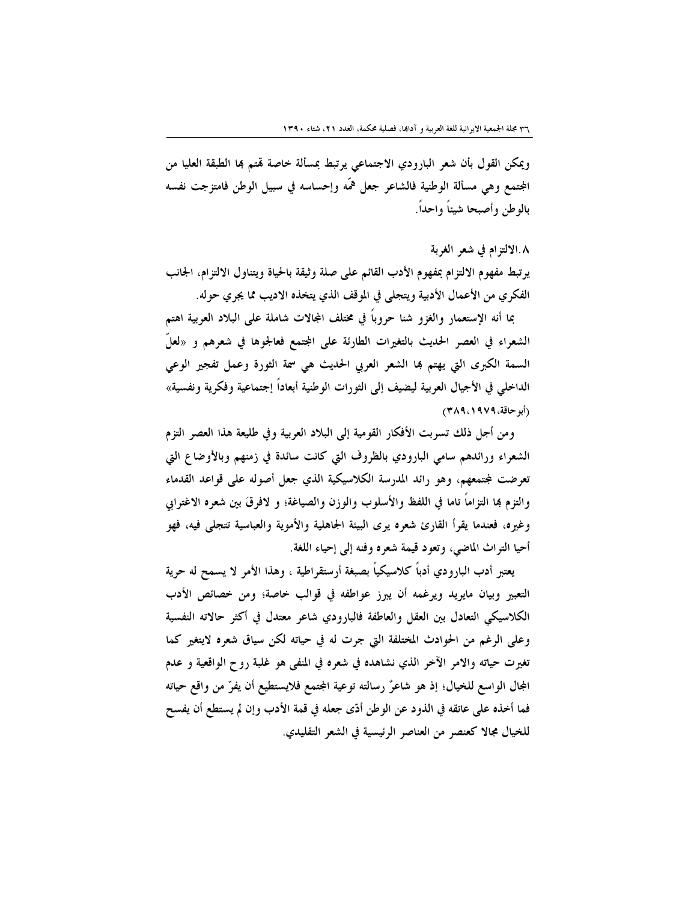ويمكن القول بأن شعر البارودي الاجتماعي يرتبط بمسألة خاصة تهتم بها الطبقة العليا من المجتمع وهي مسألة الوطنية فالشاعر جعل همّه وإحساسه في سبيل الوطن فامتزجت نفسه بالوطن وأصبحا شيئاً واحداً.

### ٨.الالتزام في شعر الغربة

يرتبط مفهوم الالتزام بمفهوم الأدب القائم على صلة وثيقة بالحياة ويتناول الالتزام، الجانب الفكري من الأعمال الأدبية ويتجلى في الموقف الذي يتخذه الاديب مما يجري حوله.

بما أنه الإستعمار والغزو شنا حروباً في مختلف المجالات شاملة على البلاد العربية اهتم الشعراء في العصر الحديث بالتغيرات الطارئة على المجتمع فعالجوها في شعرهم و «لعلّ السمة الكبرى التي يهتم بها الشعر العربي الحديث هي سمة الثورة وعمل تفجير الوعي الداخلي في الأجيال العربية ليضيف إلى الثورات الوطنية أبعاداً إجتماعية وفكرية ونفسية» (أبوحاقة،١٩٧٩، ٣٨٩)

ومن أجل ذلك تسربت الأفكار القومية إلى البلاد العربية وفي طليعة هذا العصر التزم الشعراء ورائدهم سامي البارودي بالظروف التي كانت سائدة في زمنهم وبالأوضاع التي تعرضت لمجتمعهم، وهو رائد المدرسة الكلاسيكية الذي جعل أصوله على قواعد القدماء والتزم بها التزاماً تاما في اللفظ والأسلوب والوزن والصياغة؛ و لافرقَ بين شعره الاغترابي وغيره، فعندما يقرأ القارئ شعره يرى البيئة الجاهلية والأموية والعباسية تتجلى فيه، فهو أحيا التراث الماضي، وتعود قيمة شعره وفنه إلى إحياء اللغة.

يعتبر أدب البارودي أدباً كلاسيكياً بصبغة أرستقراطية ، وهذا الأمر لا يسمح له حرية التعبير وبيان مايريد ويرغمه أن يبرز عواطفه في قوالب خاصة؛ ومن خصائص الأدب الكلاسيكي التعادل بين العقل والعاطفة فالبارودي شاعر معتدل في أكثر حالاته النفسية وعلى الرغم من الحوادث المختلفة التي جرت له في حياته لكن سياق شعره لايتغير كما تغيرت حياته والامر الآخر الذي نشاهده في شعره في المنفى هو غلبة روح الواقعية و عدم المجال الواسع للخيال؛ إذ هو شاعرٌ رسالته توعية المجتمع فلايستطيع أن يفرّ من واقع حياته فما أخذه على عاتقه في الذود عن الوطن أدّى جعله في قمة الأدب وإن لم يستطع أن يفسح للخيال مجالا كعنصر من العناصر الرئيسية في الشعر التقليدي.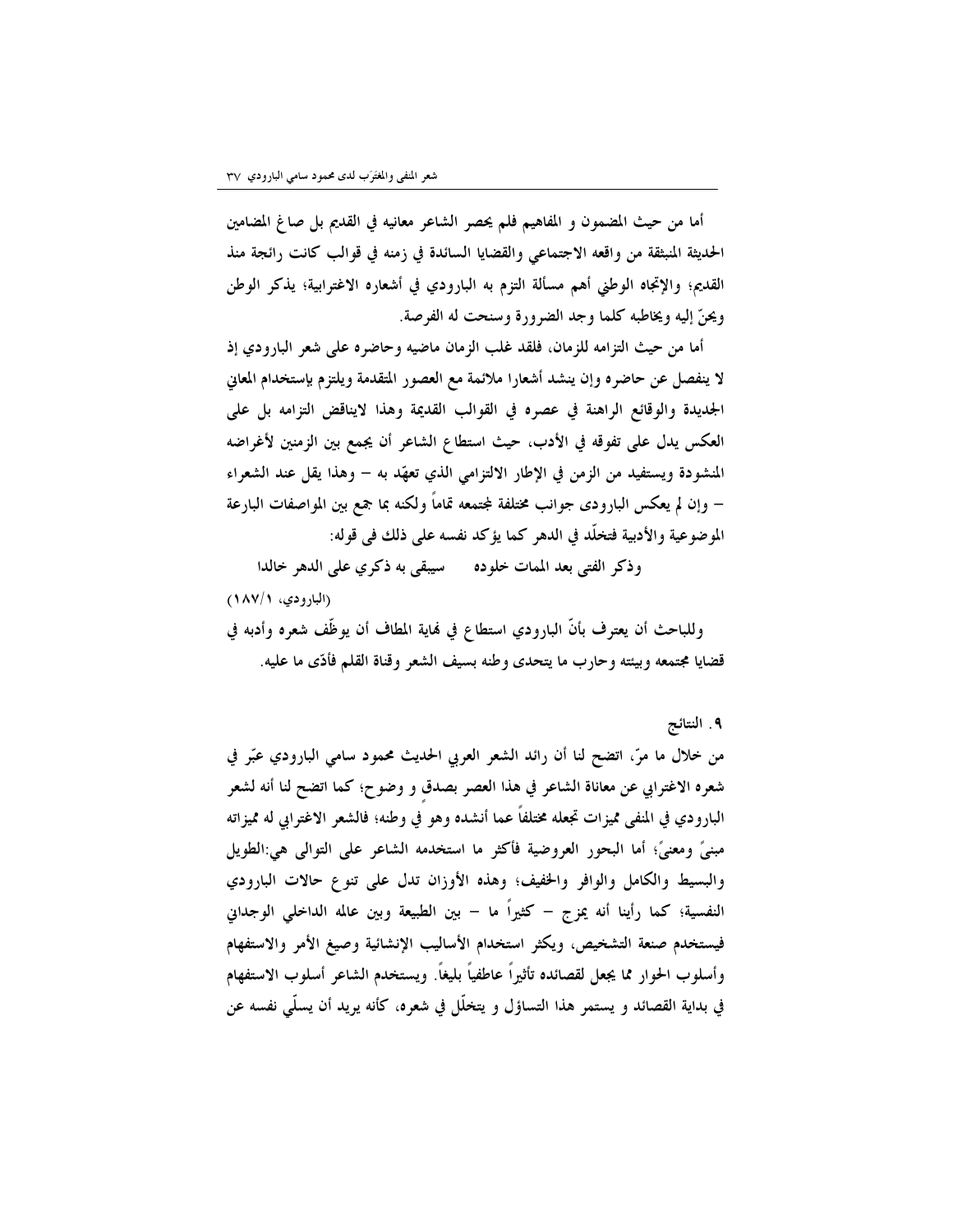أما من حيث المضمون و المفاهيم فلم يحصر الشاعر معانيه في القديم بل صاغ المضامين الحديثة المنبثقة من واقعه الاجتماعي والقضايا السائدة في زمنه في قوالب كانت رائجة منذ القديم؛ والإتجاه الوطني أهم مسألة التزم به البارودي في أشعاره الاغترابية؛ يذكر الوطن ويحنّ إليه ويخاطبه كلما وجد الضرورة وسنحت له الفرصة.

أما من حيث التزامه للزمان، فلقد غلب الزمان ماضيه وحاضره على شعر البارودي إذ لا ينفصل عن حاضره وإن ينشد أشعارا ملائمة مع العصور المتقدمة ويلتزم بإستخدام المعاني الجديدة والوقائع الراهنة في عصره في القوالب القديمة وهذا لايناقض التزامه بل على العكس يدل على تفوقه في الأدب، حيث استطاع الشاعر أن يجمع بين الزمنين لأغراضه المنشودة ويستفيد من الزمن في الإطار الالتزامي الذي تعهّد به – وهذا يقل عند الشعراء – وإن لم يعكس البارودى جوانب مختلفة لمجتمعه تماماً ولكنه بما جمع بين المواصفات البارعة الموضوعية والأدبية فتخلّد في الدهر كما يؤكد نفسه على ذلك في قوله:

وذكر الفتى بعد الممات خلوده سيبقى به ذكري على الدهر خالدا

(البارودي، ١/١٨٧)

وللباحث أن يعترف بأنّ البارودي استطاع في نهاية المطاف أن يوظّف شعره وأدبه في قضايا مجتمعه وبيئته وحارب ما يتحدى وطنه بسيف الشعر وقناة القلم فأدّى ما عليه.

## ٩. النتائج

من خلال ما مرّ، اتضح لنا أن رائد الشعر العربي الحديث محمود سامي البارودي عبّر في شعره الاغترابي عن معاناة الشاعر في هذا العصر بصدق و وضوح؛ كما اتضح لنا أنه لشعر البارودي في المنفى مميزات تجعله مختلفاً عما أنشده وهو في وطنه؛ فالشعر الاغترابي له مميزاته مبنىً ومعنىً؛ أما البحور العروضية فأكثر ما استخدمه الشاعر على التوالى هي:الطويل والبسيط والكامل والوافر والخفيف؛ وهذه الأوزان تدل على تنوع حالات البارودي النفسية؛ كما رأينا أنه يمزج – كثيراً ما – بين الطبيعة وبين عالمه الداخلي الوجداني فيستخدم صنعة التشخيص، ويكثر استخدام الأساليب الإنشائية وصيغ الأمر والاستفهام وأسلوب الحوار مما يجعل لقصائده تأثيراً عاطفياً بليغاً. ويستخدم الشاعر أسلوب الاستفهام في بداية القصائد و يستمر هذا التساؤل و يتخلّل في شعره، كأنه يريد أن يسلّي نفسه عن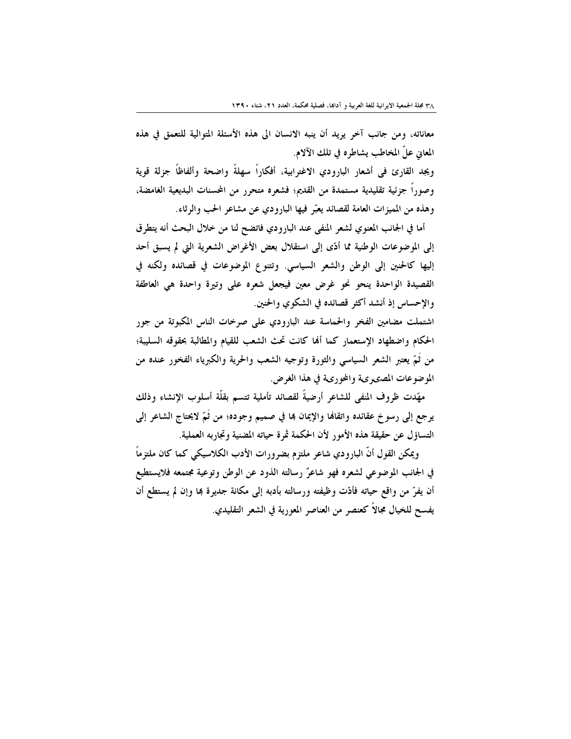معاناته، ومن جانب آخر يريد أن ينبه الانسان الى هذه الأسئلة المتوالية للتعمق في هذه المعاني علّ المخاطب يشاطره في تلك الآلام.

ويجد القارئ في أشعار البارودي الاغترابية، أفكاراً سهلةً واضحة وألفاظاً جزلة قوية وصوراً جزئية تقليدية مستمدة من القديم؛ فشعره متحرر من المحسنات البديعية الغامضة، وهذه من المميزات العامة لقصائد يعبّر فيها البارودي عن مشاعر الحب والرثاء.

أما في الجانب المعنوي لشعر المنفى عند البارودي فاتضح لنا من خلال البحث أنه يتطرق إلى الموضوعات الوطنية مما أدّى إلى استقلال بعض الأغراض الشعرية التي لم يسبق أحد إليها كالحنين إلى الوطن والشعر السياسي. وتتنوع الموضوعات في قصائده ولكنه في القصيدة الواحدة ينحو نحو غرض معين فيجعل شعره على وتيرة واحدة هي العاطفة والإحساس إذ أنشد أكثر قصائده في الشكوي والحنين.

اشتملت مضامين الفخر والحماسة عند البارودي على صرخات الناس المكبوتة من جور الحكام واضطهاد الإستعمار كما أنها كانت تحث الشعب للقيام والمطالبة بحقوقه السليبة؛ من ثَمّ يعتبر الشعر السياسي والثورة وتوجيه الشعب والحرية والكبرياء الفخور عنده من الموضوعات المصيرية والمحورية في هذا الغرض.

مهّدت ظروف المنفى للشاعر أرضيةً لقصائد تأملية تتسم بقلّة أسلوب الإنشاء وذلك يرجع إلى رسوخ عقائده واتقانها والإيمان بها في صميم وجوده؛ من ثَمّ لايحتاج الشاعر إلى التساؤل عن حقيقة هذه الأمور لأن الحكمة ثمرة حياته المضنية وتجاربه العملية.

ويمكن القول أنّ البارودي شاعر ملتزم بضرورات الأدب الكلاسيكي كما كان ملتزماً في الجانب الموضوعي لشعره فهو شاعرٌ رسالته الذود عن الوطن وتوعية مجتمعه فلايستطيع أن يفرّ من واقع حياته فأدّت وظيفته ورسالته بأدبه إلى مكانة جديرة بها وإن لم يستطع أن يفسح للخيال مجالاً كعنصر من العناصر المعورية في الشعر التقليدي.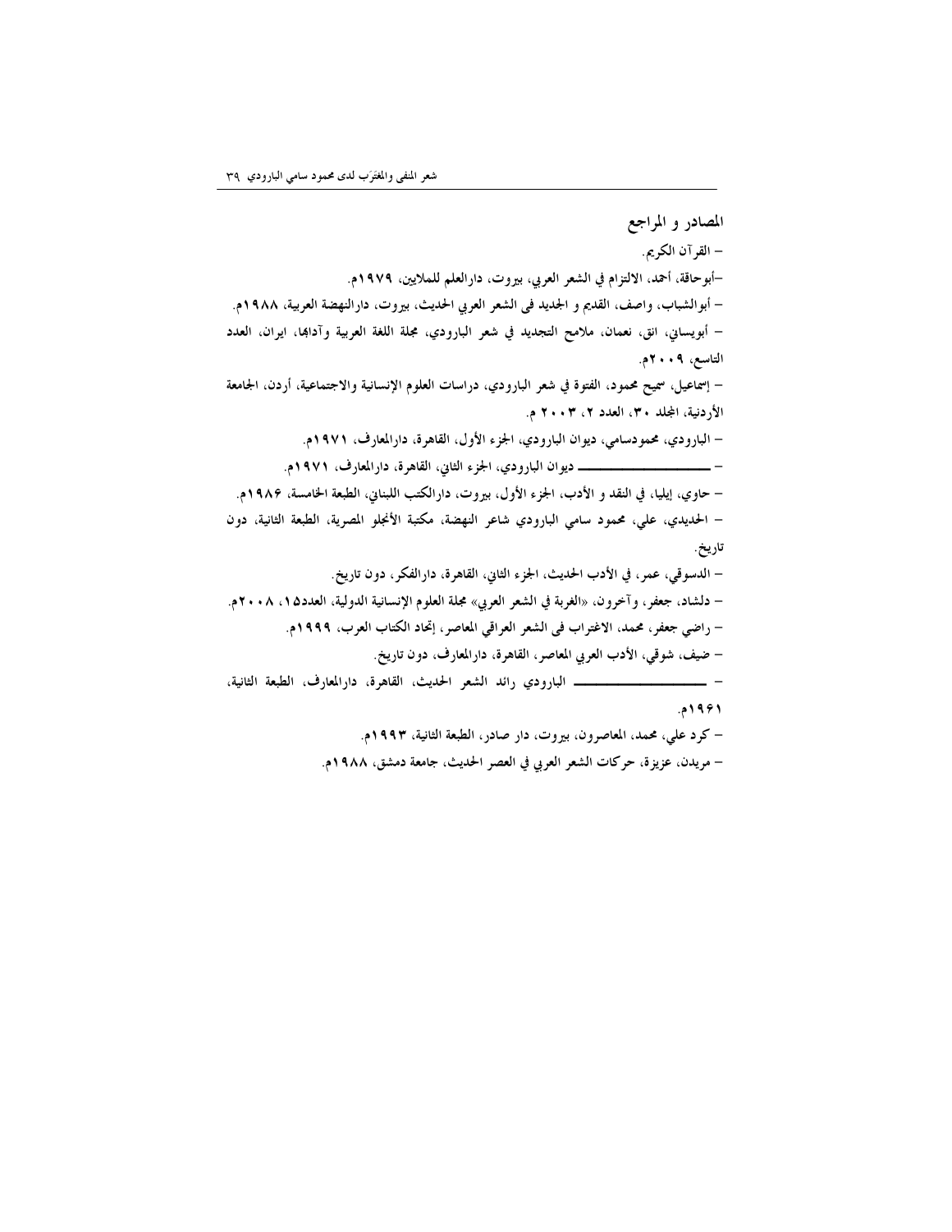## المصادر و المراجع

– القرآن الكريم.

–أبوحاقة، أحمد، الالتزام في الشعر العربي، بيروت، دارالعلم للملايين، ١٩٧٩م.

– أبوالشباب، واصف، القديم و الجديد في الشعر العربي الحديث، بيروت، دارالنهضة العربية، ١٩٨٨م.

– أبويساني، انق، نعمان، ملامح التجديد في شعر البارودي، مجلة اللغة العربية وآدابها، ايران، العدد التاسع، ٢٠٠٩م.

– إسماعيل، سميح محمود، الفتوة في شعر البارودي، دراسات العلوم الإنسانية والاجتماعية، أردن، الجامعة الأردنية، المجلد ٣٠، العدد ٢، ٢٠٠٣ م.

– البارودي، محمودسامي، ديوان البارودي، الجزء الأول، القاهرة، دارالمعارف، ١٩٧١م.

– ———————— ديوان البارودي، الجزء الثاني، القاهرة، دارالمعارف، ١٩٧١م.

– حاوي، إيليا، في النقد و الأدب، الجزء الأول، بيروت، دارالكتب اللبناني، الطبعة الخامسة، ١٩٨٦م.

– الحديدي، علي، محمود سامي البارودي شاعر النهضة، مكتبة الأنجلو المصرية، الطبعة الثانية، دون تاريخ.

– الدسوقي، عمر، في الأدب الحديث، الجزء الثاني، القاهرة، دارالفكر، دون تاريخ.

– دلشاد، جعفر، وآخرون، «الغربة في الشعر العربي» مجلة العلوم الإنسانية الدولية، العدد١٥، ٢٠٠٨م.

– راضي جعفر، محمد، الاغتراب في الشعر العراقي المعاصر، إتحاد الكتاب العرب، ١٩٩٩م.

– ضيف، شوقي، الأدب العربي المعاصر، القاهرة، دارالمعارف، دون تاريخ.

– ———————— البارودي رائد الشعر الحديث، القاهرة، دارالمعارف، الطبعة الثانية، ١٩٦١م.

– كرد علي، محمد، المعاصرون، بيروت، دار صادر، الطبعة الثانية، ١٩٩٣م.

– مريدن، عزيزة، حركات الشعر العربي في العصر الحديث، جامعة دمشق، ١٩٨٨م.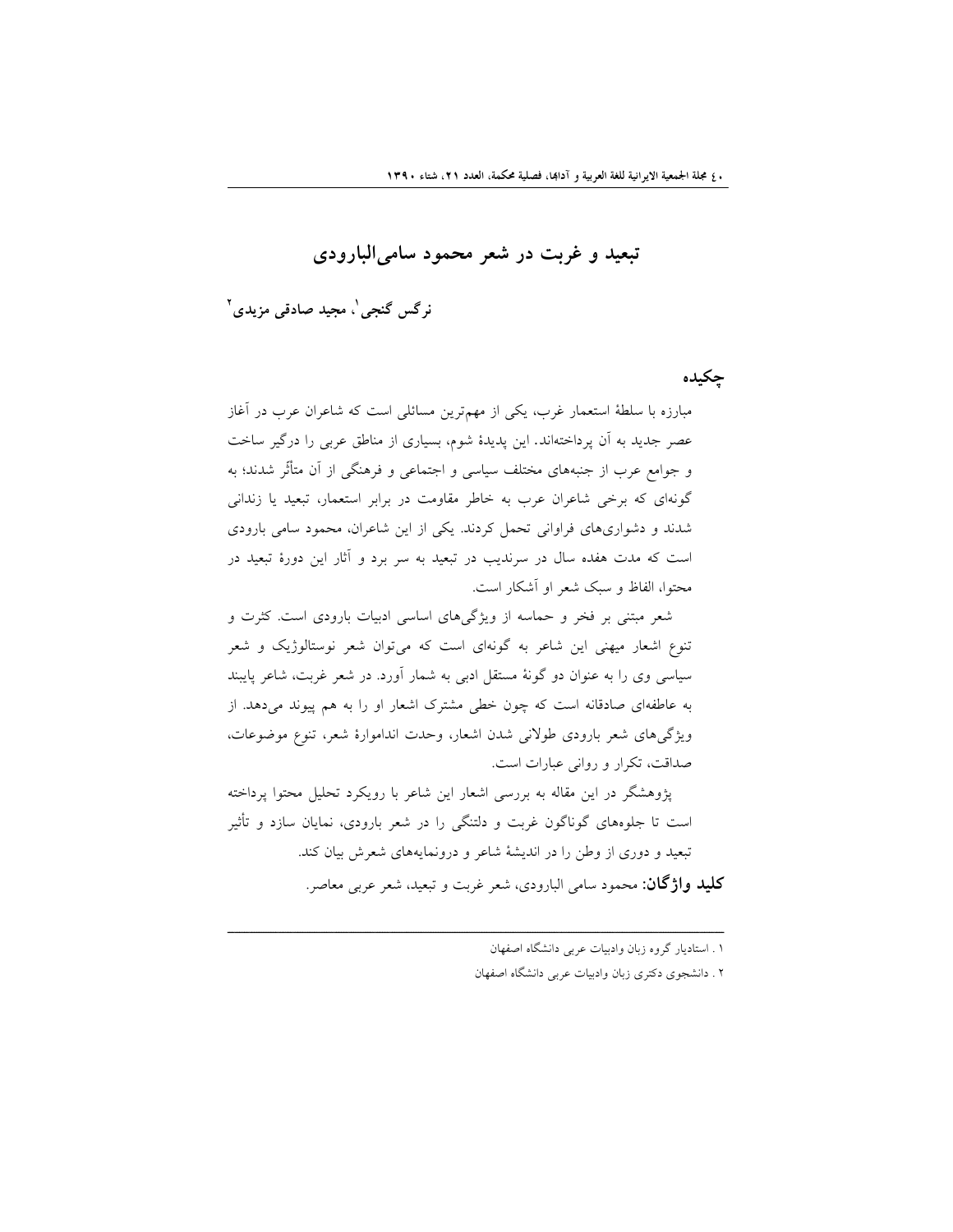# تبعید و غربت در شعر محمود سامی‌البارودی

**نرگس گنجی[1]، مجید صادقی مزیدی[2]**

## چکیده

مبارزه با سلطهٔ استعمار غرب، یکی از مهم‌ترین مسائلی است که شاعران عرب در آغاز عصر جدید به آن پرداخته‌اند. این پدیدهٔ شوم، بسیاری از مناطق عربی را درگیر ساخت و جوامع عرب از جنبه‌های مختلف سیاسی و اجتماعی و فرهنگی از آن متأثّر شدند؛ به گونه‌ای که برخی شاعران عرب به خاطر مقاومت در برابر استعمار، تبعید یا زندانی شدند و دشواری‌های فراوانی تحمل کردند. یکی از این شاعران، محمود سامی بارودی است که مدت هفده سال در سرندیپ در تبعید به سر برد و آثار این دورهٔ تبعید در محتوا، الفاظ و سبک شعر او آشکار است.

شعر مبتنی بر فخر و حماسه از ویژگی‌های اساسی ادبیات بارودی است. کثرت و تنوع اشعار میهنی این شاعر به گونه‌ای است که می‌توان شعر نوستالوژیک و شعر سیاسی وی را به عنوان دو گونهٔ مستقل ادبی به شمار آورد. در شعر غربت، شاعر پایبند به عاطفه‌ای صادقانه است که چون خطی مشترک اشعار او را به هم پیوند می‌دهد. از ویژگی‌های شعر بارودی طولانی شدن اشعار، وحدت انداموارهٔ شعر، تنوع موضوعات، صداقت، تکرار و روانی عبارات است.

پژوهشگر در این مقاله به بررسی اشعار این شاعر با رویکرد تحلیل محتوا پرداخته است تا جلوه‌های گوناگون غربت و دلتنگی را در شعر بارودی، نمایان سازد و تأثیر تبعید و دوری از وطن را در اندیشهٔ شاعر و درونمایه‌های شعرش بیان کند.

**کلید واژگان:** محمود سامی البارودی، شعر غربت و تبعید، شعر عربی معاصر.

---

[1] . استادیار گروه زبان وادبیات عربی دانشگاه اصفهان

[2] . دانشجوی دکتری زبان وادبیات عربی دانشگاه اصفهان